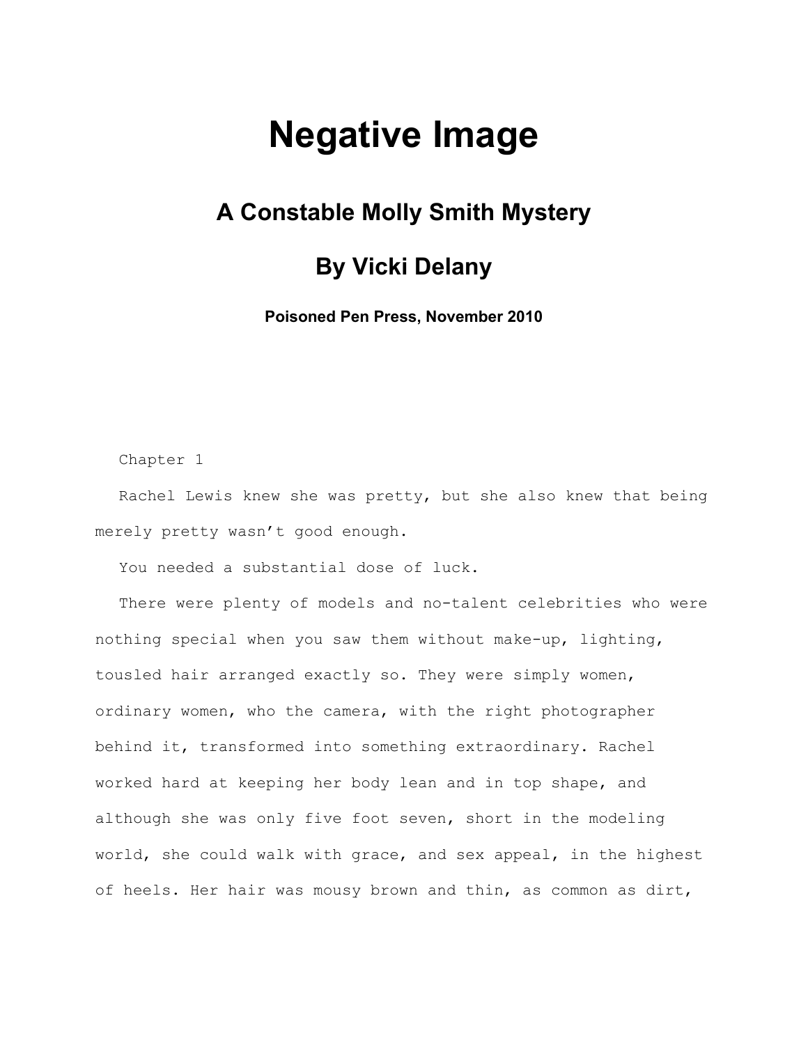# Negative Image

## A Constable Molly Smith Mystery

## By Vicki Delany

**Poisoned Pen Press, November 2010**

Chapter 1

Rachel Lewis knew she was pretty, but she also knew that being merely pretty wasn't good enough.

You needed a substantial dose of luck.

There were plenty of models and no-talent celebrities who were nothing special when you saw them without make-up, lighting, tousled hair arranged exactly so. They were simply women, ordinary women, who the camera, with the right photographer behind it, transformed into something extraordinary. Rachel worked hard at keeping her body lean and in top shape, and although she was only five foot seven, short in the modeling world, she could walk with grace, and sex appeal, in the highest of heels. Her hair was mousy brown and thin, as common as dirt,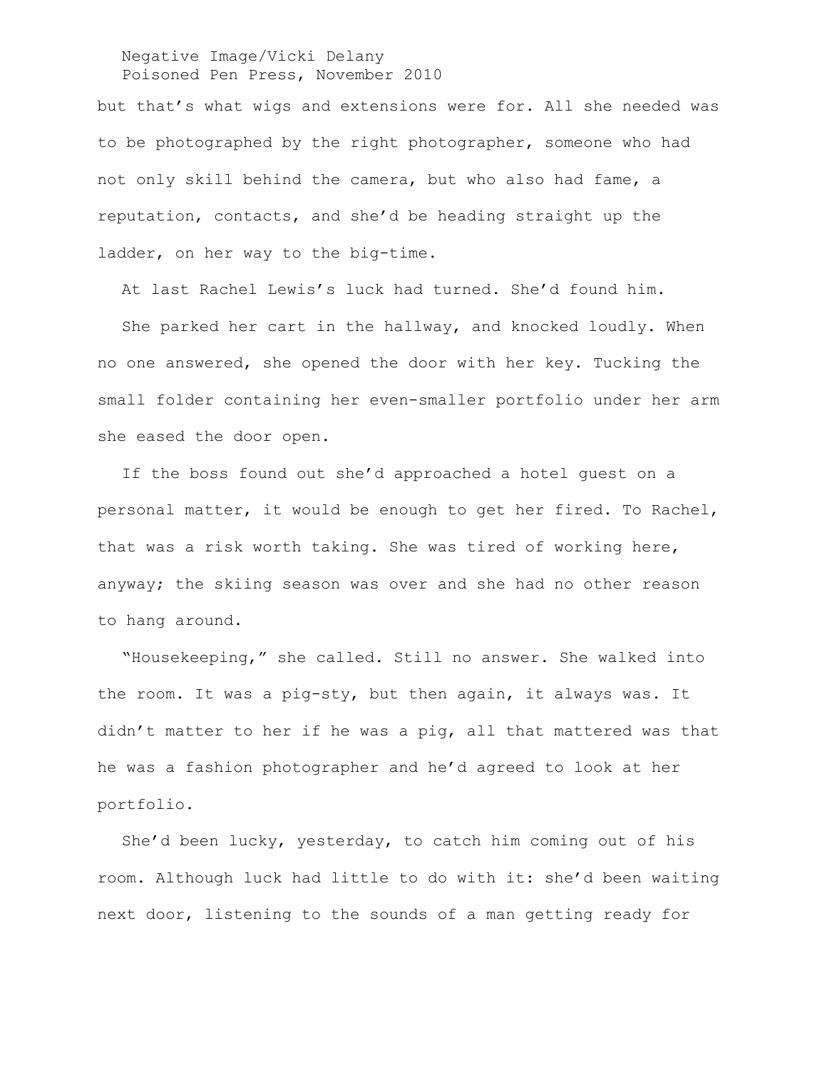but that's what wigs and extensions were for. All she needed was to be photographed by the right photographer, someone who had not only skill behind the camera, but who also had fame, a reputation, contacts, and she'd be heading straight up the ladder, on her way to the big-time.

At last Rachel Lewis's luck had turned. She'd found him.

She parked her cart in the hallway, and knocked loudly. When no one answered, she opened the door with her key. Tucking the small folder containing her even-smaller portfolio under her arm she eased the door open.

If the boss found out she'd approached a hotel guest on a personal matter, it would be enough to get her fired. To Rachel, that was a risk worth taking. She was tired of working here, anyway; the skiing season was over and she had no other reason to hang around.

"Housekeeping," she called. Still no answer. She walked into the room. It was a pig-sty, but then again, it always was. It didn't matter to her if he was a pig, all that mattered was that he was a fashion photographer and he'd agreed to look at her portfolio.

She'd been lucky, yesterday, to catch him coming out of his room. Although luck had little to do with it: she'd been waiting next door, listening to the sounds of a man getting ready for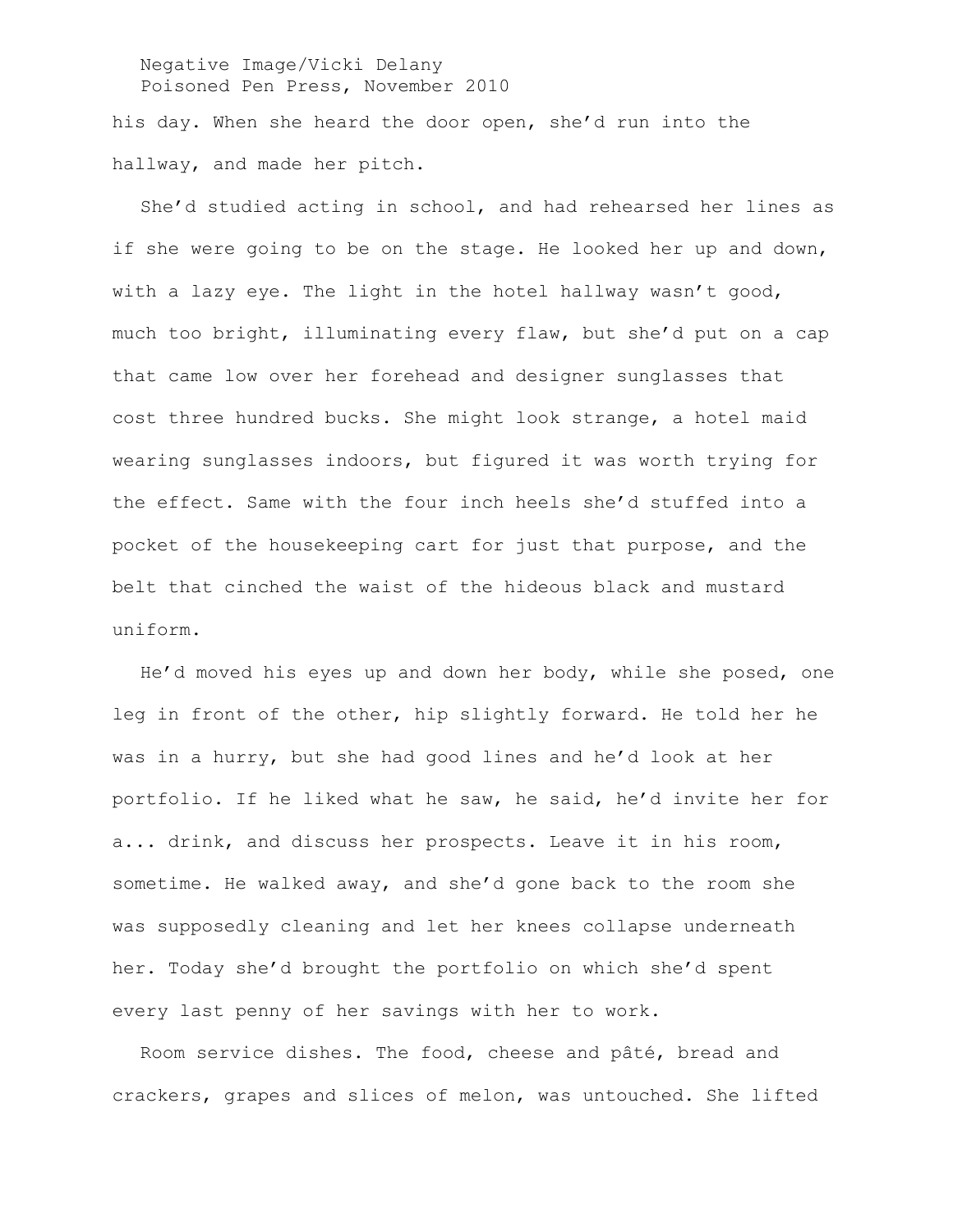his day. When she heard the door open, she'd run into the hallway, and made her pitch.

She'd studied acting in school, and had rehearsed her lines as if she were going to be on the stage. He looked her up and down, with a lazy eye. The light in the hotel hallway wasn't good, much too bright, illuminating every flaw, but she'd put on a cap that came low over her forehead and designer sunglasses that cost three hundred bucks. She might look strange, a hotel maid wearing sunglasses indoors, but figured it was worth trying for the effect. Same with the four inch heels she'd stuffed into a pocket of the housekeeping cart for just that purpose, and the belt that cinched the waist of the hideous black and mustard uniform.

He'd moved his eyes up and down her body, while she posed, one leg in front of the other, hip slightly forward. He told her he was in a hurry, but she had good lines and he'd look at her portfolio. If he liked what he saw, he said, he'd invite her for a... drink, and discuss her prospects. Leave it in his room, sometime. He walked away, and she'd gone back to the room she was supposedly cleaning and let her knees collapse underneath her. Today she'd brought the portfolio on which she'd spent every last penny of her savings with her to work.

Room service dishes. The food, cheese and pâté, bread and crackers, grapes and slices of melon, was untouched. She lifted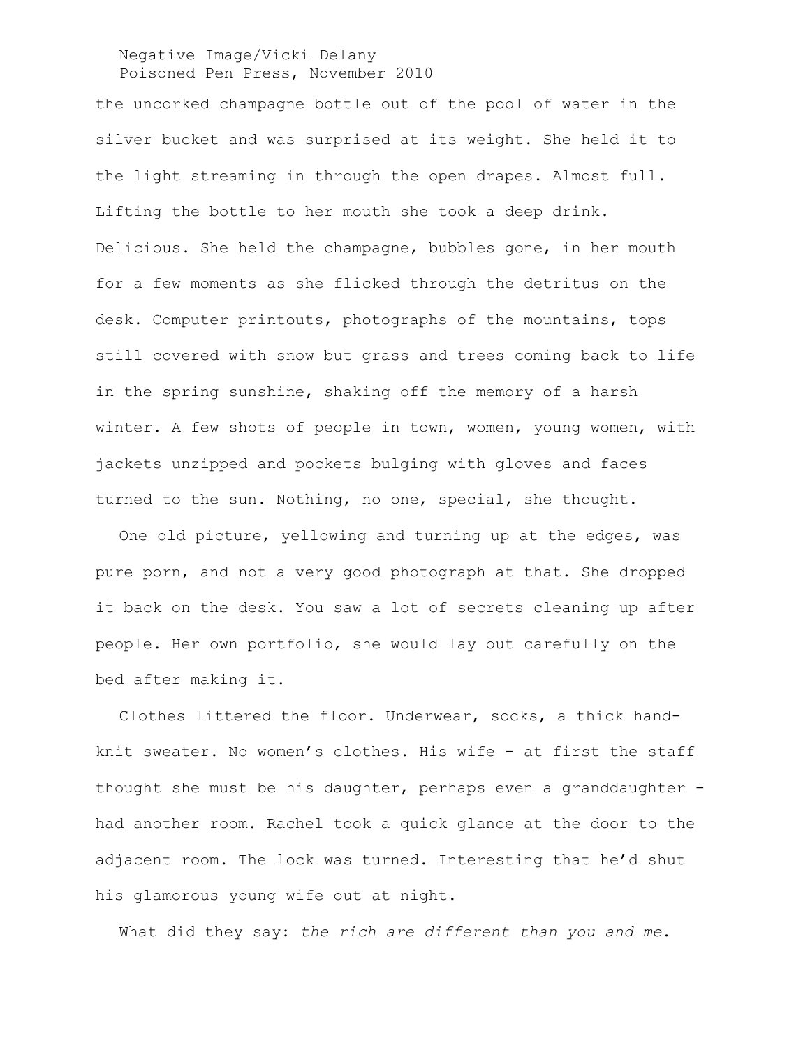the uncorked champagne bottle out of the pool of water in the silver bucket and was surprised at its weight. She held it to the light streaming in through the open drapes. Almost full. Lifting the bottle to her mouth she took a deep drink. Delicious. She held the champagne, bubbles gone, in her mouth for a few moments as she flicked through the detritus on the desk. Computer printouts, photographs of the mountains, tops still covered with snow but grass and trees coming back to life in the spring sunshine, shaking off the memory of a harsh winter. A few shots of people in town, women, young women, with jackets unzipped and pockets bulging with gloves and faces turned to the sun. Nothing, no one, special, she thought.

One old picture, yellowing and turning up at the edges, was pure porn, and not a very good photograph at that. She dropped it back on the desk. You saw a lot of secrets cleaning up after people. Her own portfolio, she would lay out carefully on the bed after making it.

Clothes littered the floor. Underwear, socks, a thick hand-knit sweater. No women's clothes. His wife - at first the staff thought she must be his daughter, perhaps even a granddaughter - had another room. Rachel took a quick glance at the door to the adjacent room. The lock was turned. Interesting that he'd shut his glamorous young wife out at night.

What did they say: *the rich are different than you and me.*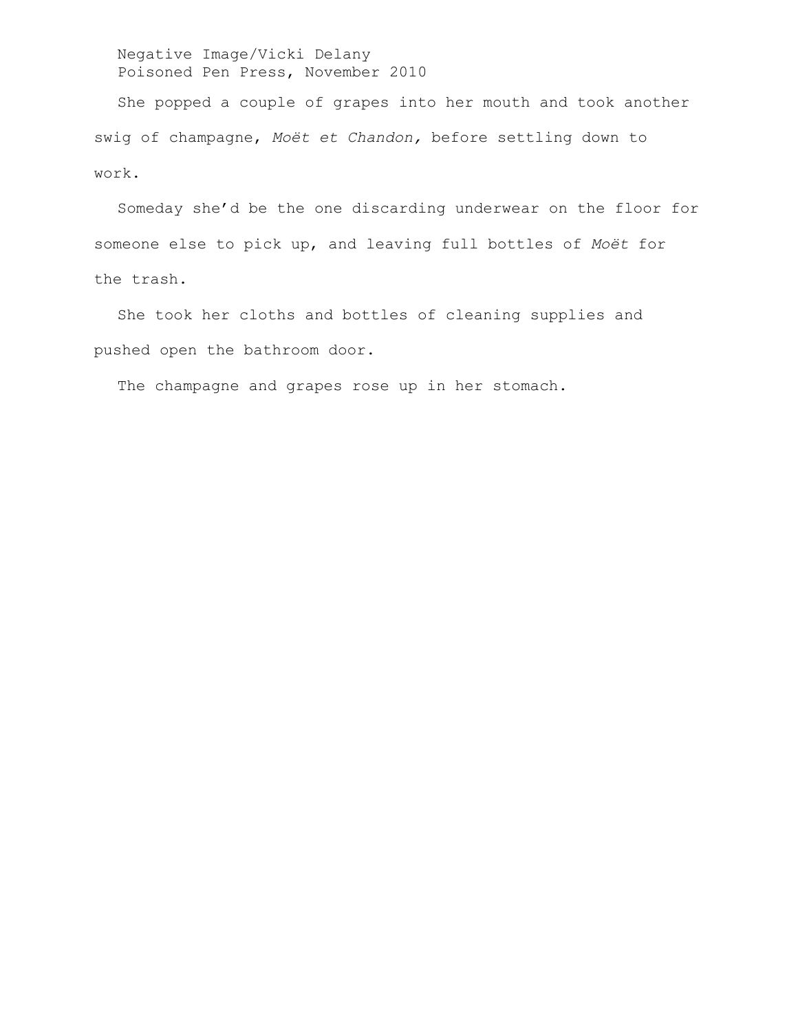Negative Image/Vicki Delany
Poisoned Pen Press, November 2010

She popped a couple of grapes into her mouth and took another swig of champagne, *Moët et Chandon,* before settling down to work.

Someday she'd be the one discarding underwear on the floor for someone else to pick up, and leaving full bottles of *Moët* for the trash.

She took her cloths and bottles of cleaning supplies and pushed open the bathroom door.

The champagne and grapes rose up in her stomach.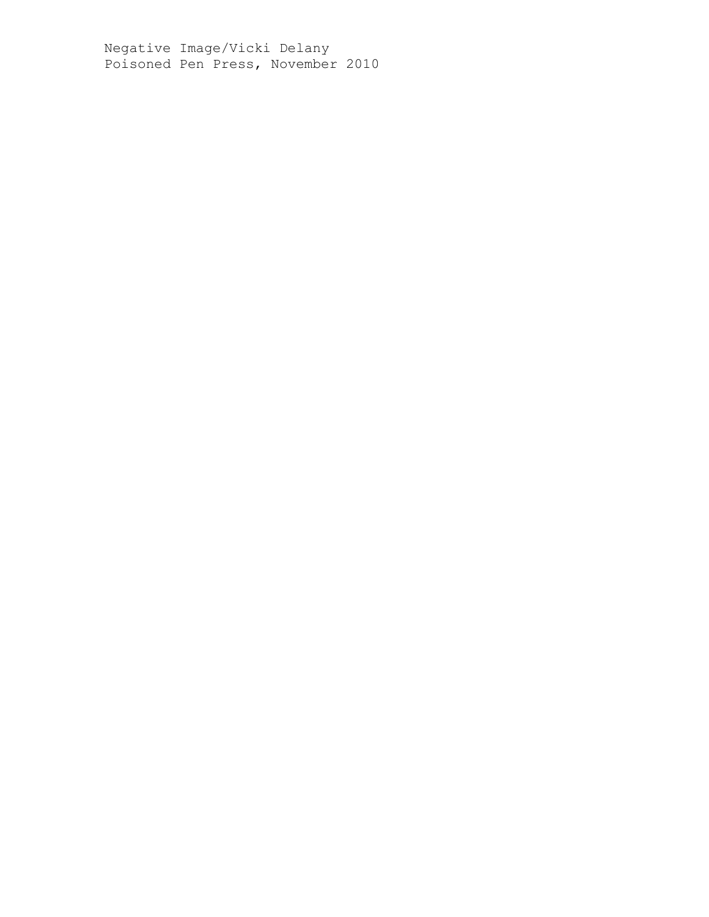Negative Image/Vicki Delany
Poisoned Pen Press, November 2010